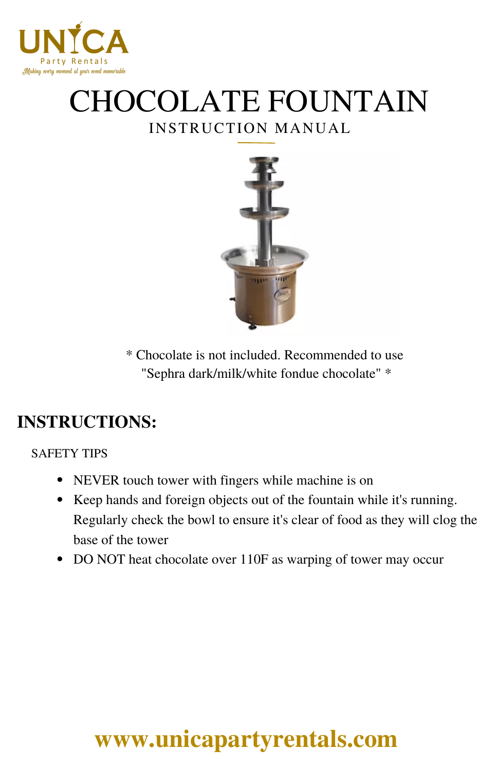UNICA
Party Rentals
*Making every moment at your event memorable*

# CHOCOLATE FOUNTAIN

INSTRUCTION MANUAL

* Chocolate is not included. Recommended to use "Sephra dark/milk/white fondue chocolate" *

## INSTRUCTIONS:

SAFETY TIPS

- NEVER touch tower with fingers while machine is on
- Keep hands and foreign objects out of the fountain while it's running. Regularly check the bowl to ensure it's clear of food as they will clog the base of the tower
- DO NOT heat chocolate over 110F as warping of tower may occur

**www.unicapartyrentals.com**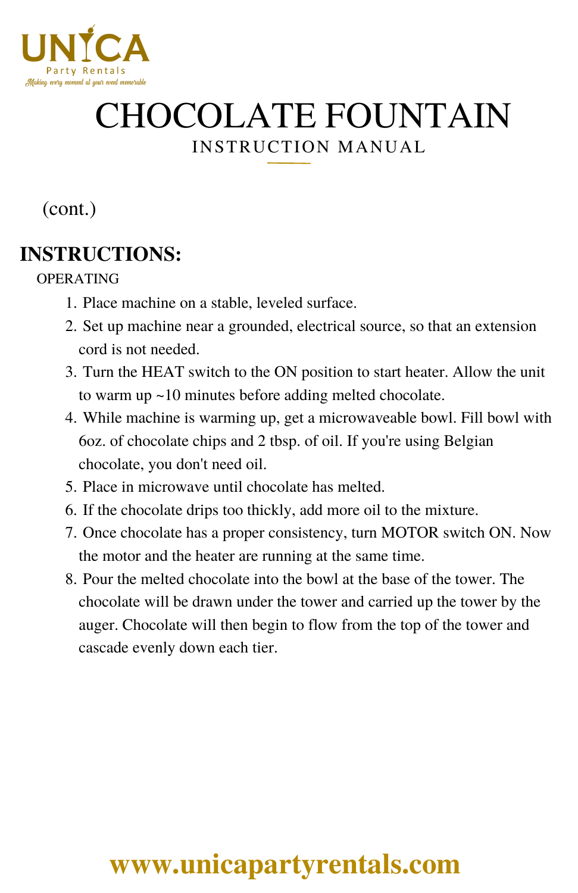# CHOCOLATE FOUNTAIN

## INSTRUCTION MANUAL

(cont.)

## INSTRUCTIONS:

OPERATING

1. Place machine on a stable, leveled surface.
2. Set up machine near a grounded, electrical source, so that an extension cord is not needed.
3. Turn the HEAT switch to the ON position to start heater. Allow the unit to warm up ~10 minutes before adding melted chocolate.
4. While machine is warming up, get a microwaveable bowl. Fill bowl with 6oz. of chocolate chips and 2 tbsp. of oil. If you're using Belgian chocolate, you don't need oil.
5. Place in microwave until chocolate has melted.
6. If the chocolate drips too thickly, add more oil to the mixture.
7. Once chocolate has a proper consistency, turn MOTOR switch ON. Now the motor and the heater are running at the same time.
8. Pour the melted chocolate into the bowl at the base of the tower. The chocolate will be drawn under the tower and carried up the tower by the auger. Chocolate will then begin to flow from the top of the tower and cascade evenly down each tier.

**www.unicapartyrentals.com**